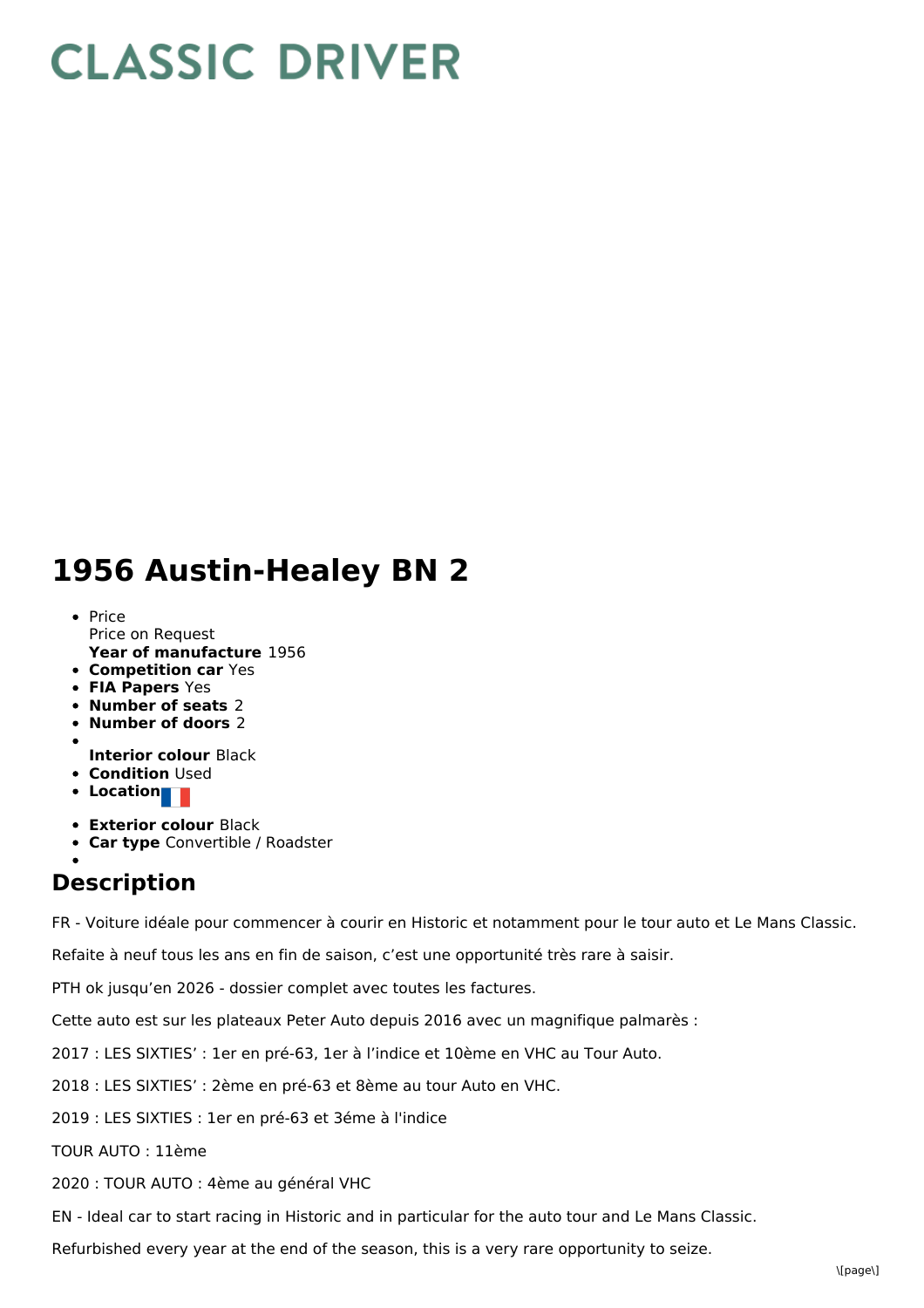# CLASSIC DRIVER

# 1956 Austin-Healey BN 2

- Price
  Price on Request
  **Year of manufacture** 1956
- **Competition car** Yes
- **FIA Papers** Yes
- **Number of seats** 2
- **Number of doors** 2
- **Interior colour** Black
- **Condition** Used
- **Location**
- **Exterior colour** Black
- **Car type** Convertible / Roadster

## Description

FR - Voiture idéale pour commencer à courir en Historic et notamment pour le tour auto et Le Mans Classic.

Refaite à neuf tous les ans en fin de saison, c'est une opportunité très rare à saisir.

PTH ok jusqu'en 2026 - dossier complet avec toutes les factures.

Cette auto est sur les plateaux Peter Auto depuis 2016 avec un magnifique palmarès :

2017 : LES SIXTIES' : 1er en pré-63, 1er à l'indice et 10ème en VHC au Tour Auto.

2018 : LES SIXTIES' : 2ème en pré-63 et 8ème au tour Auto en VHC.

2019 : LES SIXTIES : 1er en pré-63 et 3éme à l'indice

TOUR AUTO : 11ème

2020 : TOUR AUTO : 4ème au général VHC

EN - Ideal car to start racing in Historic and in particular for the auto tour and Le Mans Classic.

Refurbished every year at the end of the season, this is a very rare opportunity to seize.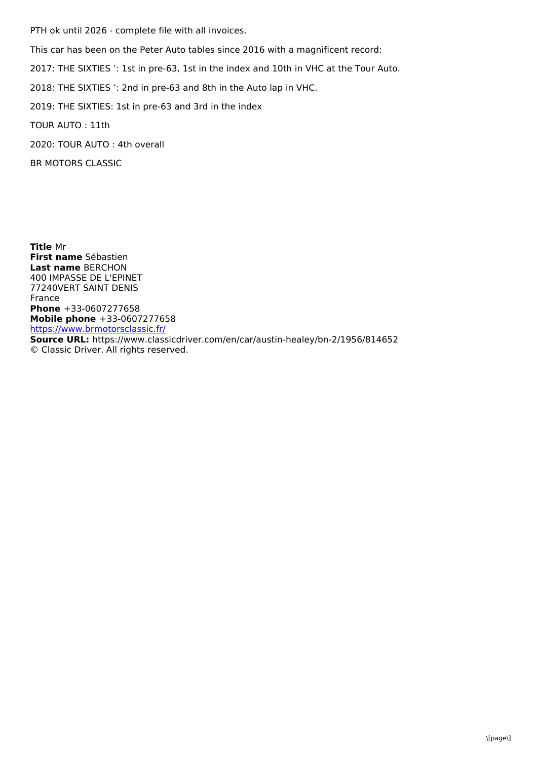PTH ok until 2026 - complete file with all invoices.

This car has been on the Peter Auto tables since 2016 with a magnificent record:

2017: THE SIXTIES ': 1st in pre-63, 1st in the index and 10th in VHC at the Tour Auto.

2018: THE SIXTIES ': 2nd in pre-63 and 8th in the Auto lap in VHC.

2019: THE SIXTIES: 1st in pre-63 and 3rd in the index

TOUR AUTO : 11th

2020: TOUR AUTO : 4th overall

BR MOTORS CLASSIC

**Title** Mr
**First name** Sébastien
**Last name** BERCHON
400 IMPASSE DE L'EPINET
77240VERT SAINT DENIS
France
**Phone** +33-0607277658
**Mobile phone** +33-0607277658
https://www.brmotorsclassic.fr/
**Source URL:** https://www.classicdriver.com/en/car/austin-healey/bn-2/1956/814652
© Classic Driver. All rights reserved.